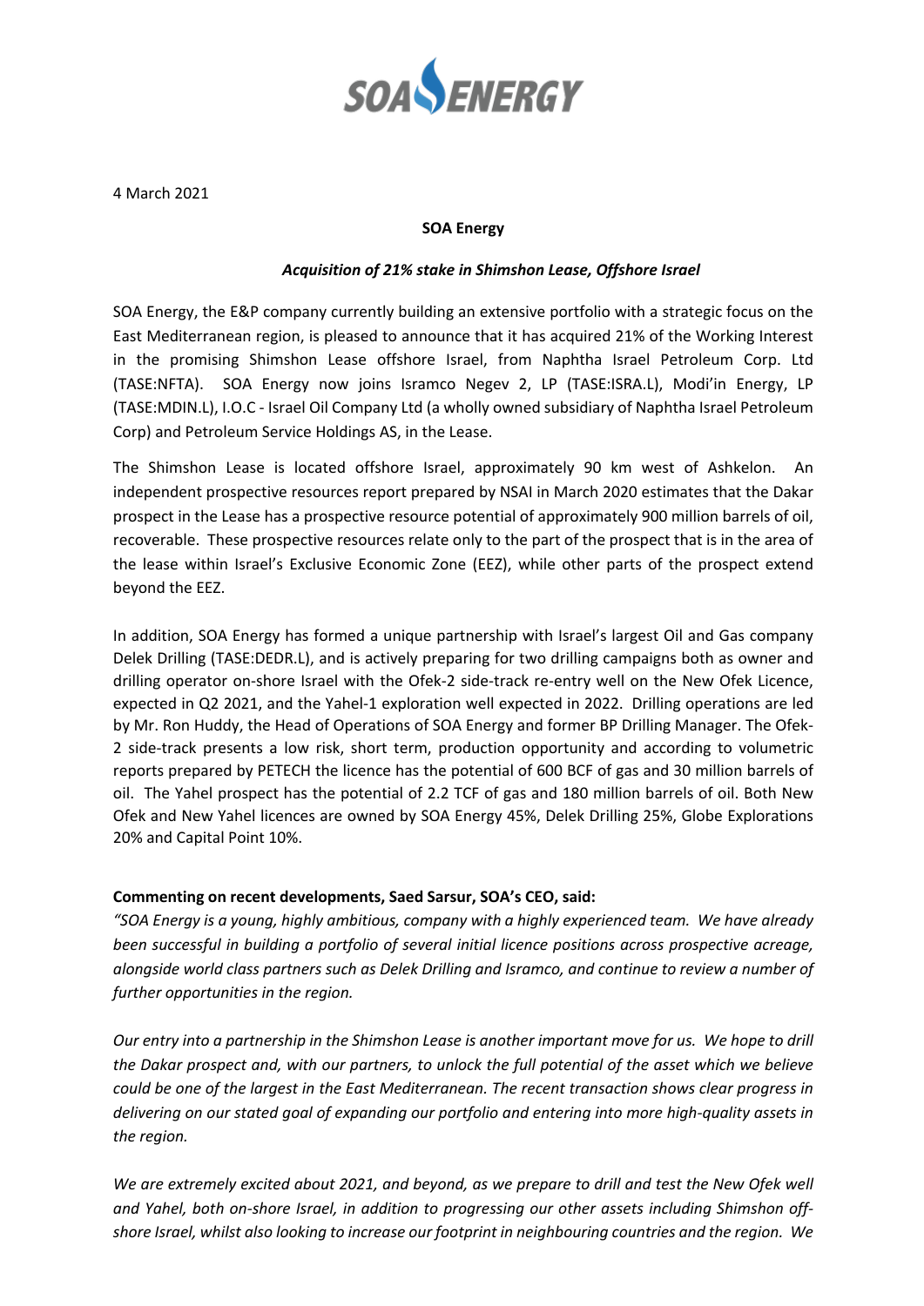4 March 2021

**SOA Energy**

***Acquisition of 21% stake in Shimshon Lease, Offshore Israel***

SOA Energy, the E&P company currently building an extensive portfolio with a strategic focus on the East Mediterranean region, is pleased to announce that it has acquired 21% of the Working Interest in the promising Shimshon Lease offshore Israel, from Naphtha Israel Petroleum Corp. Ltd (TASE:NFTA). SOA Energy now joins Isramco Negev 2, LP (TASE:ISRA.L), Modi'in Energy, LP (TASE:MDIN.L), I.O.C - Israel Oil Company Ltd (a wholly owned subsidiary of Naphtha Israel Petroleum Corp) and Petroleum Service Holdings AS, in the Lease.

The Shimshon Lease is located offshore Israel, approximately 90 km west of Ashkelon. An independent prospective resources report prepared by NSAI in March 2020 estimates that the Dakar prospect in the Lease has a prospective resource potential of approximately 900 million barrels of oil, recoverable. These prospective resources relate only to the part of the prospect that is in the area of the lease within Israel's Exclusive Economic Zone (EEZ), while other parts of the prospect extend beyond the EEZ.

In addition, SOA Energy has formed a unique partnership with Israel's largest Oil and Gas company Delek Drilling (TASE:DEDR.L), and is actively preparing for two drilling campaigns both as owner and drilling operator on-shore Israel with the Ofek-2 side-track re-entry well on the New Ofek Licence, expected in Q2 2021, and the Yahel-1 exploration well expected in 2022. Drilling operations are led by Mr. Ron Huddy, the Head of Operations of SOA Energy and former BP Drilling Manager. The Ofek-2 side-track presents a low risk, short term, production opportunity and according to volumetric reports prepared by PETECH the licence has the potential of 600 BCF of gas and 30 million barrels of oil. The Yahel prospect has the potential of 2.2 TCF of gas and 180 million barrels of oil. Both New Ofek and New Yahel licences are owned by SOA Energy 45%, Delek Drilling 25%, Globe Explorations 20% and Capital Point 10%.

**Commenting on recent developments, Saed Sarsur, SOA's CEO, said:**

*"SOA Energy is a young, highly ambitious, company with a highly experienced team. We have already been successful in building a portfolio of several initial licence positions across prospective acreage, alongside world class partners such as Delek Drilling and Isramco, and continue to review a number of further opportunities in the region.*

*Our entry into a partnership in the Shimshon Lease is another important move for us. We hope to drill the Dakar prospect and, with our partners, to unlock the full potential of the asset which we believe could be one of the largest in the East Mediterranean. The recent transaction shows clear progress in delivering on our stated goal of expanding our portfolio and entering into more high-quality assets in the region.*

*We are extremely excited about 2021, and beyond, as we prepare to drill and test the New Ofek well and Yahel, both on-shore Israel, in addition to progressing our other assets including Shimshon off-shore Israel, whilst also looking to increase our footprint in neighbouring countries and the region. We*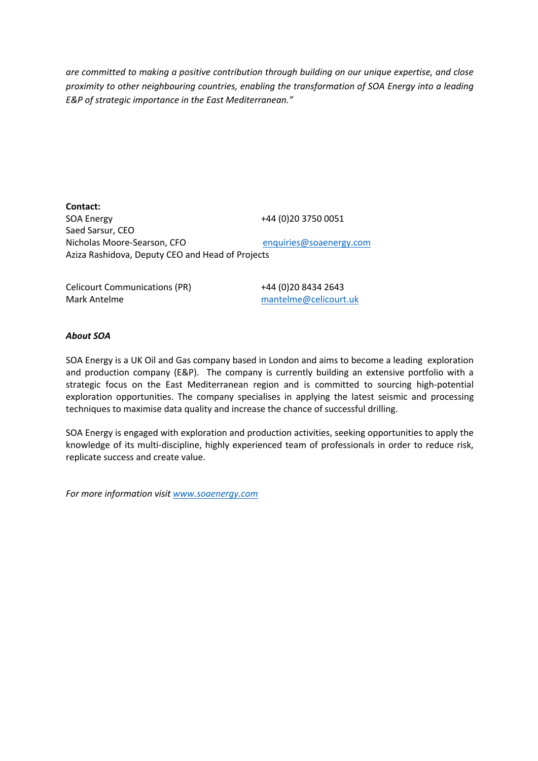*are committed to making a positive contribution through building on our unique expertise, and close proximity to other neighbouring countries, enabling the transformation of SOA Energy into a leading E&P of strategic importance in the East Mediterranean."*

**Contact:**

| | |
|---|---|
| SOA Energy | +44 (0)20 3750 0051 |
| Saed Sarsur, CEO | |
| Nicholas Moore-Searson, CFO | enquiries@soaenergy.com |
| Aziza Rashidova, Deputy CEO and Head of Projects | |
| | |
| Celicourt Communications (PR) | +44 (0)20 8434 2643 |
| Mark Antelme | mantelme@celicourt.uk |

***About SOA***

SOA Energy is a UK Oil and Gas company based in London and aims to become a leading exploration and production company (E&P). The company is currently building an extensive portfolio with a strategic focus on the East Mediterranean region and is committed to sourcing high-potential exploration opportunities. The company specialises in applying the latest seismic and processing techniques to maximise data quality and increase the chance of successful drilling.

SOA Energy is engaged with exploration and production activities, seeking opportunities to apply the knowledge of its multi-discipline, highly experienced team of professionals in order to reduce risk, replicate success and create value.

*For more information visit www.soaenergy.com*